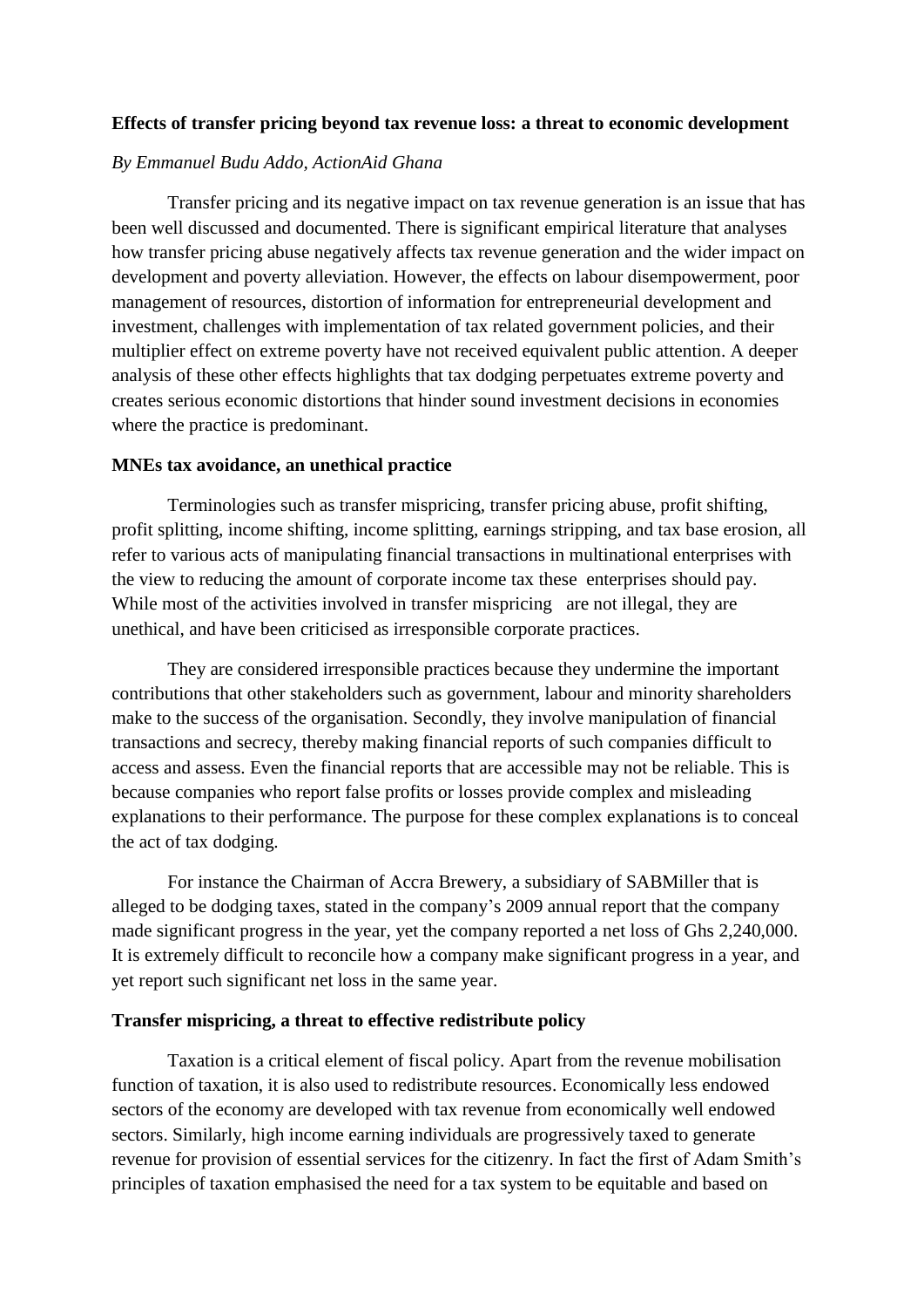**Effects of transfer pricing beyond tax revenue loss: a threat to economic development**

*By Emmanuel Budu Addo, ActionAid Ghana*

Transfer pricing and its negative impact on tax revenue generation is an issue that has been well discussed and documented. There is significant empirical literature that analyses how transfer pricing abuse negatively affects tax revenue generation and the wider impact on development and poverty alleviation. However, the effects on labour disempowerment, poor management of resources, distortion of information for entrepreneurial development and investment, challenges with implementation of tax related government policies, and their multiplier effect on extreme poverty have not received equivalent public attention. A deeper analysis of these other effects highlights that tax dodging perpetuates extreme poverty and creates serious economic distortions that hinder sound investment decisions in economies where the practice is predominant.

**MNEs tax avoidance, an unethical practice**

Terminologies such as transfer mispricing, transfer pricing abuse, profit shifting, profit splitting, income shifting, income splitting, earnings stripping, and tax base erosion, all refer to various acts of manipulating financial transactions in multinational enterprises with the view to reducing the amount of corporate income tax these enterprises should pay. While most of the activities involved in transfer mispricing are not illegal, they are unethical, and have been criticised as irresponsible corporate practices.

They are considered irresponsible practices because they undermine the important contributions that other stakeholders such as government, labour and minority shareholders make to the success of the organisation. Secondly, they involve manipulation of financial transactions and secrecy, thereby making financial reports of such companies difficult to access and assess. Even the financial reports that are accessible may not be reliable. This is because companies who report false profits or losses provide complex and misleading explanations to their performance. The purpose for these complex explanations is to conceal the act of tax dodging.

For instance the Chairman of Accra Brewery, a subsidiary of SABMiller that is alleged to be dodging taxes, stated in the company's 2009 annual report that the company made significant progress in the year, yet the company reported a net loss of Ghs 2,240,000. It is extremely difficult to reconcile how a company make significant progress in a year, and yet report such significant net loss in the same year.

**Transfer mispricing, a threat to effective redistribute policy**

Taxation is a critical element of fiscal policy. Apart from the revenue mobilisation function of taxation, it is also used to redistribute resources. Economically less endowed sectors of the economy are developed with tax revenue from economically well endowed sectors. Similarly, high income earning individuals are progressively taxed to generate revenue for provision of essential services for the citizenry. In fact the first of Adam Smith's principles of taxation emphasised the need for a tax system to be equitable and based on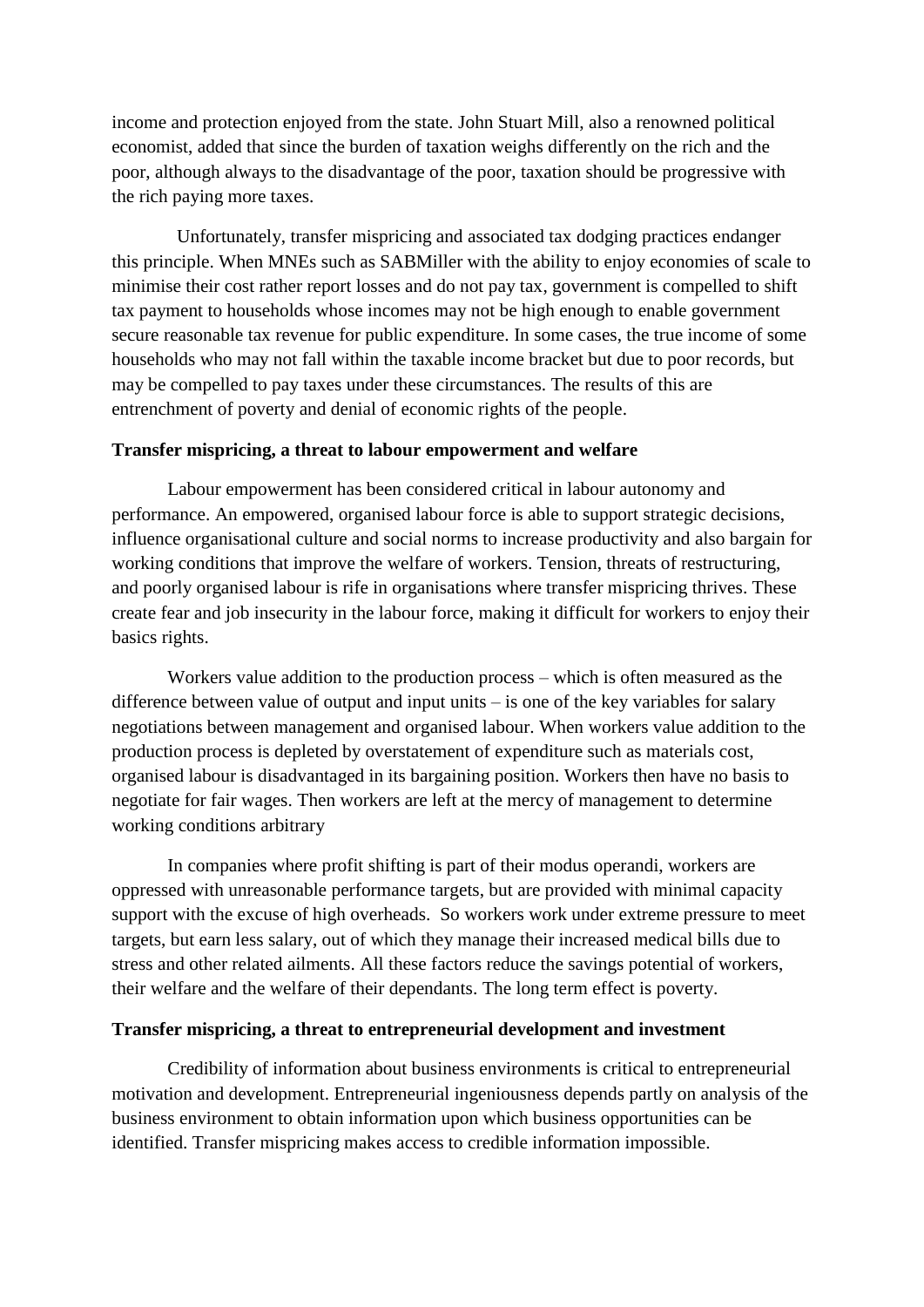income and protection enjoyed from the state. John Stuart Mill, also a renowned political economist, added that since the burden of taxation weighs differently on the rich and the poor, although always to the disadvantage of the poor, taxation should be progressive with the rich paying more taxes.

Unfortunately, transfer mispricing and associated tax dodging practices endanger this principle. When MNEs such as SABMiller with the ability to enjoy economies of scale to minimise their cost rather report losses and do not pay tax, government is compelled to shift tax payment to households whose incomes may not be high enough to enable government secure reasonable tax revenue for public expenditure. In some cases, the true income of some households who may not fall within the taxable income bracket but due to poor records, but may be compelled to pay taxes under these circumstances. The results of this are entrenchment of poverty and denial of economic rights of the people.

**Transfer mispricing, a threat to labour empowerment and welfare**

Labour empowerment has been considered critical in labour autonomy and performance. An empowered, organised labour force is able to support strategic decisions, influence organisational culture and social norms to increase productivity and also bargain for working conditions that improve the welfare of workers. Tension, threats of restructuring, and poorly organised labour is rife in organisations where transfer mispricing thrives. These create fear and job insecurity in the labour force, making it difficult for workers to enjoy their basics rights.

Workers value addition to the production process – which is often measured as the difference between value of output and input units – is one of the key variables for salary negotiations between management and organised labour. When workers value addition to the production process is depleted by overstatement of expenditure such as materials cost, organised labour is disadvantaged in its bargaining position. Workers then have no basis to negotiate for fair wages. Then workers are left at the mercy of management to determine working conditions arbitrary

In companies where profit shifting is part of their modus operandi, workers are oppressed with unreasonable performance targets, but are provided with minimal capacity support with the excuse of high overheads. So workers work under extreme pressure to meet targets, but earn less salary, out of which they manage their increased medical bills due to stress and other related ailments. All these factors reduce the savings potential of workers, their welfare and the welfare of their dependants. The long term effect is poverty.

**Transfer mispricing, a threat to entrepreneurial development and investment**

Credibility of information about business environments is critical to entrepreneurial motivation and development. Entrepreneurial ingeniousness depends partly on analysis of the business environment to obtain information upon which business opportunities can be identified. Transfer mispricing makes access to credible information impossible.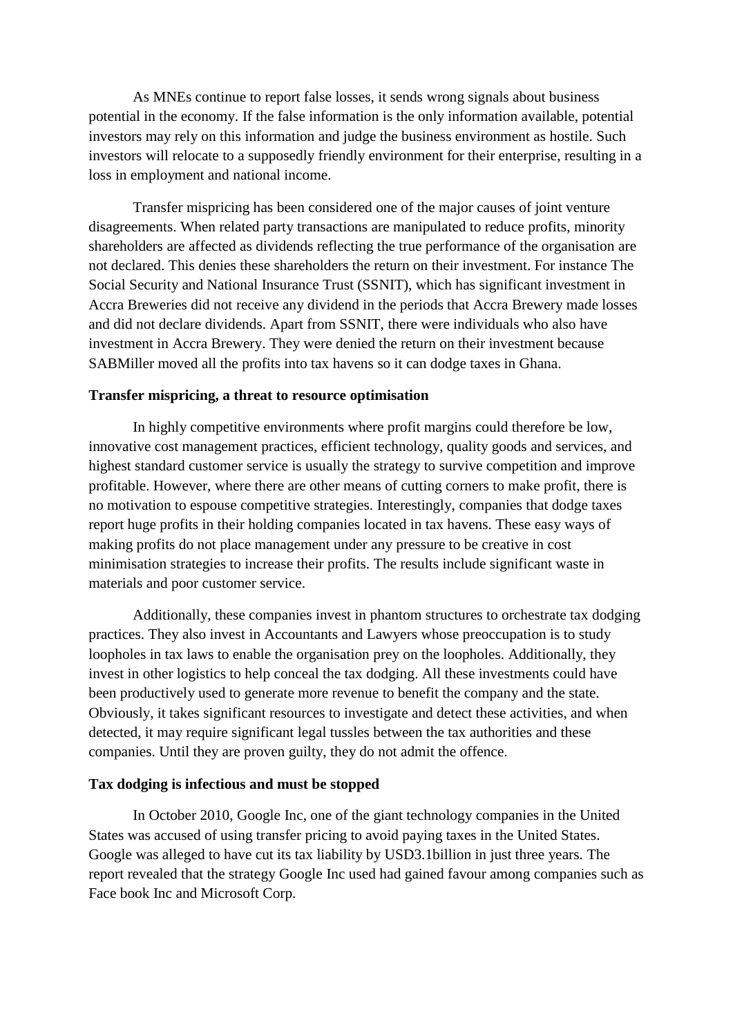As MNEs continue to report false losses, it sends wrong signals about business potential in the economy. If the false information is the only information available, potential investors may rely on this information and judge the business environment as hostile. Such investors will relocate to a supposedly friendly environment for their enterprise, resulting in a loss in employment and national income.

Transfer mispricing has been considered one of the major causes of joint venture disagreements. When related party transactions are manipulated to reduce profits, minority shareholders are affected as dividends reflecting the true performance of the organisation are not declared. This denies these shareholders the return on their investment. For instance The Social Security and National Insurance Trust (SSNIT), which has significant investment in Accra Breweries did not receive any dividend in the periods that Accra Brewery made losses and did not declare dividends. Apart from SSNIT, there were individuals who also have investment in Accra Brewery. They were denied the return on their investment because SABMiller moved all the profits into tax havens so it can dodge taxes in Ghana.

**Transfer mispricing, a threat to resource optimisation**

In highly competitive environments where profit margins could therefore be low, innovative cost management practices, efficient technology, quality goods and services, and highest standard customer service is usually the strategy to survive competition and improve profitable. However, where there are other means of cutting corners to make profit, there is no motivation to espouse competitive strategies. Interestingly, companies that dodge taxes report huge profits in their holding companies located in tax havens. These easy ways of making profits do not place management under any pressure to be creative in cost minimisation strategies to increase their profits. The results include significant waste in materials and poor customer service.

Additionally, these companies invest in phantom structures to orchestrate tax dodging practices. They also invest in Accountants and Lawyers whose preoccupation is to study loopholes in tax laws to enable the organisation prey on the loopholes. Additionally, they invest in other logistics to help conceal the tax dodging. All these investments could have been productively used to generate more revenue to benefit the company and the state. Obviously, it takes significant resources to investigate and detect these activities, and when detected, it may require significant legal tussles between the tax authorities and these companies. Until they are proven guilty, they do not admit the offence.

**Tax dodging is infectious and must be stopped**

In October 2010, Google Inc, one of the giant technology companies in the United States was accused of using transfer pricing to avoid paying taxes in the United States. Google was alleged to have cut its tax liability by USD3.1billion in just three years. The report revealed that the strategy Google Inc used had gained favour among companies such as Face book Inc and Microsoft Corp.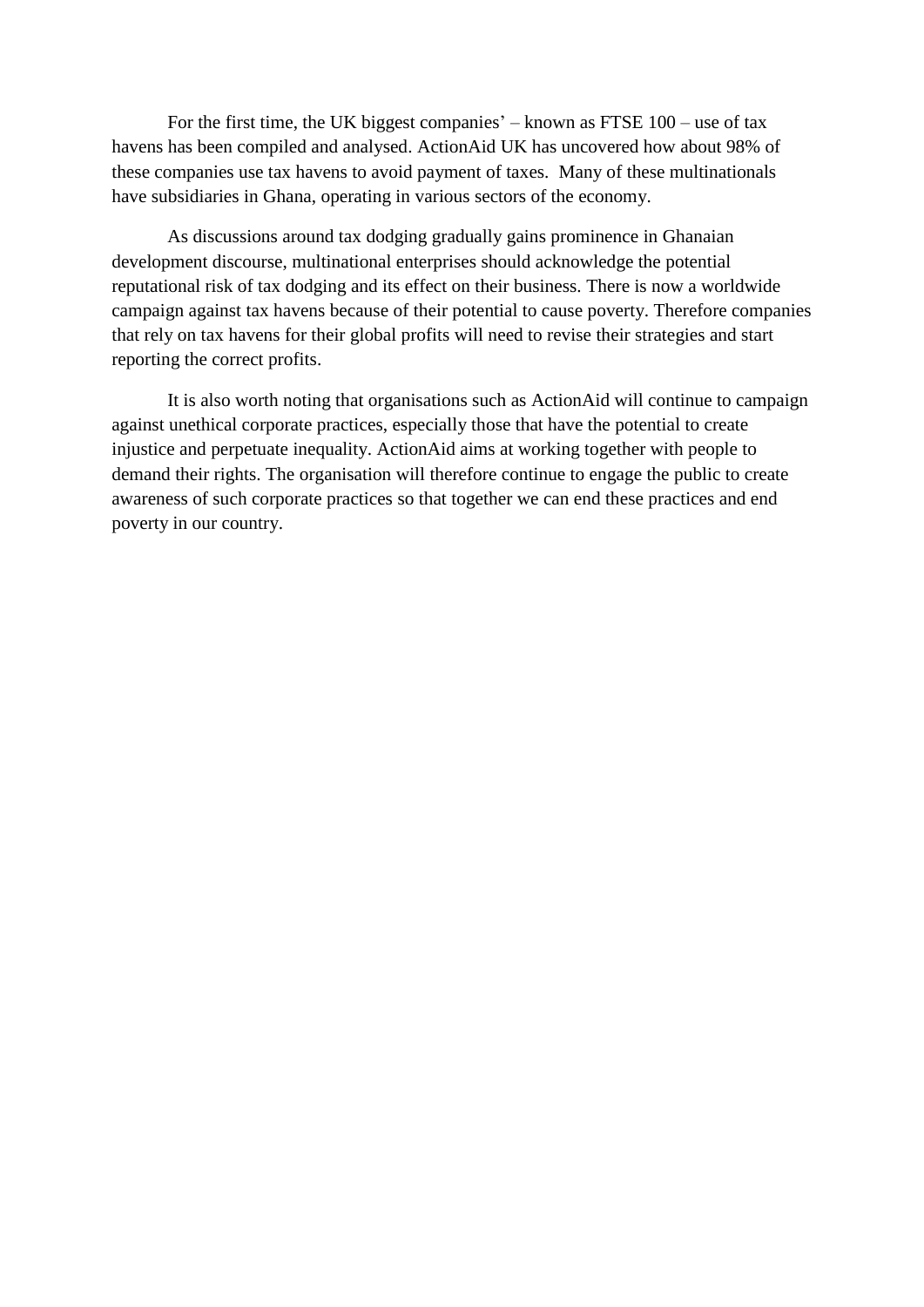For the first time, the UK biggest companies' – known as FTSE 100 – use of tax havens has been compiled and analysed. ActionAid UK has uncovered how about 98% of these companies use tax havens to avoid payment of taxes. Many of these multinationals have subsidiaries in Ghana, operating in various sectors of the economy.

As discussions around tax dodging gradually gains prominence in Ghanaian development discourse, multinational enterprises should acknowledge the potential reputational risk of tax dodging and its effect on their business. There is now a worldwide campaign against tax havens because of their potential to cause poverty. Therefore companies that rely on tax havens for their global profits will need to revise their strategies and start reporting the correct profits.

It is also worth noting that organisations such as ActionAid will continue to campaign against unethical corporate practices, especially those that have the potential to create injustice and perpetuate inequality. ActionAid aims at working together with people to demand their rights. The organisation will therefore continue to engage the public to create awareness of such corporate practices so that together we can end these practices and end poverty in our country.